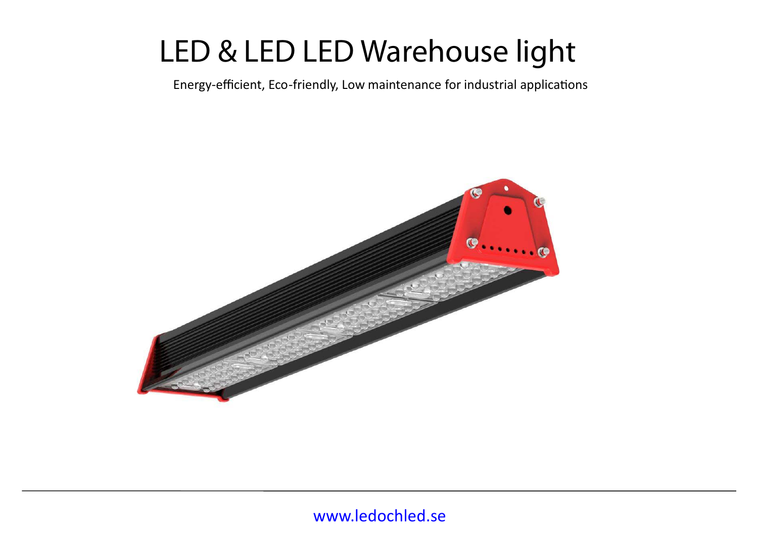# LED & LED LED Warehouse light

Energy-efficient, Eco-friendly, Low maintenance for industrial applications

www.ledochled.se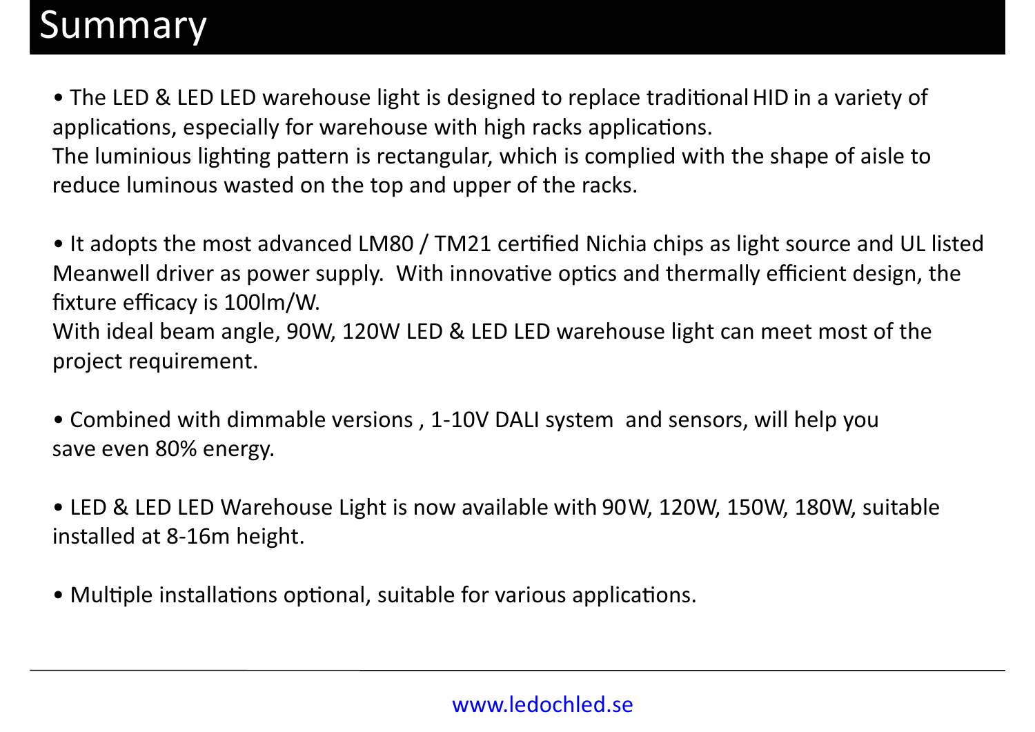# Summary

- The LED & LED LED warehouse light is designed to replace traditional HID in a variety of applications, especially for warehouse with high racks applications.
  The luminious lighting pattern is rectangular, which is complied with the shape of aisle to reduce luminous wasted on the top and upper of the racks.

- It adopts the most advanced LM80 / TM21 certified Nichia chips as light source and UL listed Meanwell driver as power supply. With innovative optics and thermally efficient design, the fixture efficacy is 100lm/W.
  With ideal beam angle, 90W, 120W LED & LED LED warehouse light can meet most of the project requirement.

- Combined with dimmable versions , 1-10V DALI system and sensors, will help you save even 80% energy.

- LED & LED LED Warehouse Light is now available with 90W, 120W, 150W, 180W, suitable installed at 8-16m height.

- Multiple installations optional, suitable for various applications.

www.ledochled.se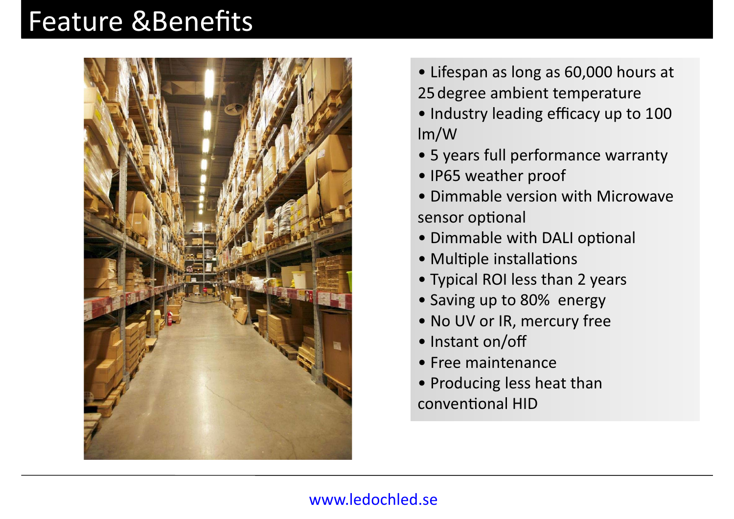# Feature &Benefits

- Lifespan as long as 60,000 hours at 25 degree ambient temperature
- Industry leading efficacy up to 100 lm/W
- 5 years full performance warranty
- IP65 weather proof
- Dimmable version with Microwave sensor optional
- Dimmable with DALI optional
- Multiple installations
- Typical ROI less than 2 years
- Saving up to 80% energy
- No UV or IR, mercury free
- Instant on/off
- Free maintenance
- Producing less heat than conventional HID

www.ledochled.se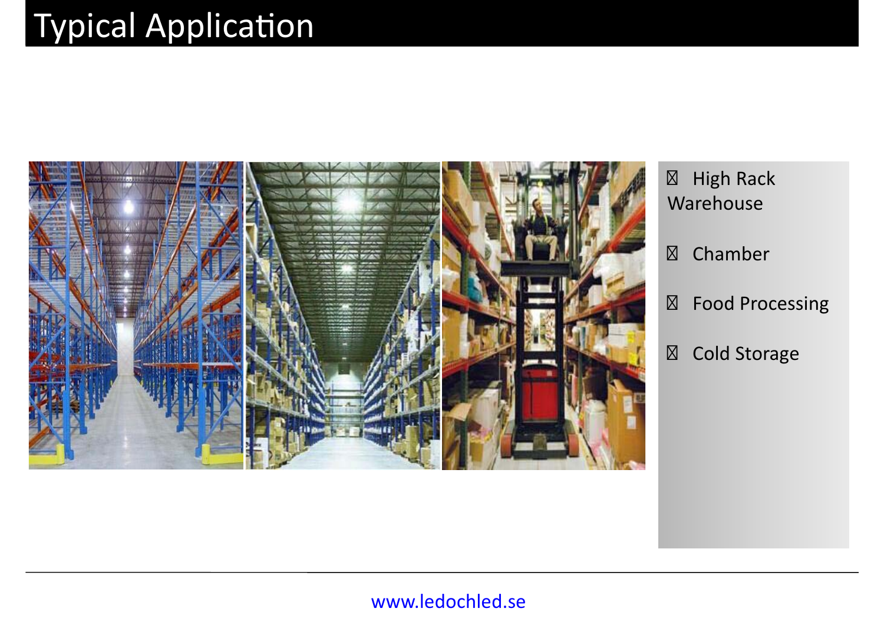# Typical Application

- High Rack Warehouse
- Chamber
- Food Processing
- Cold Storage

www.ledochled.se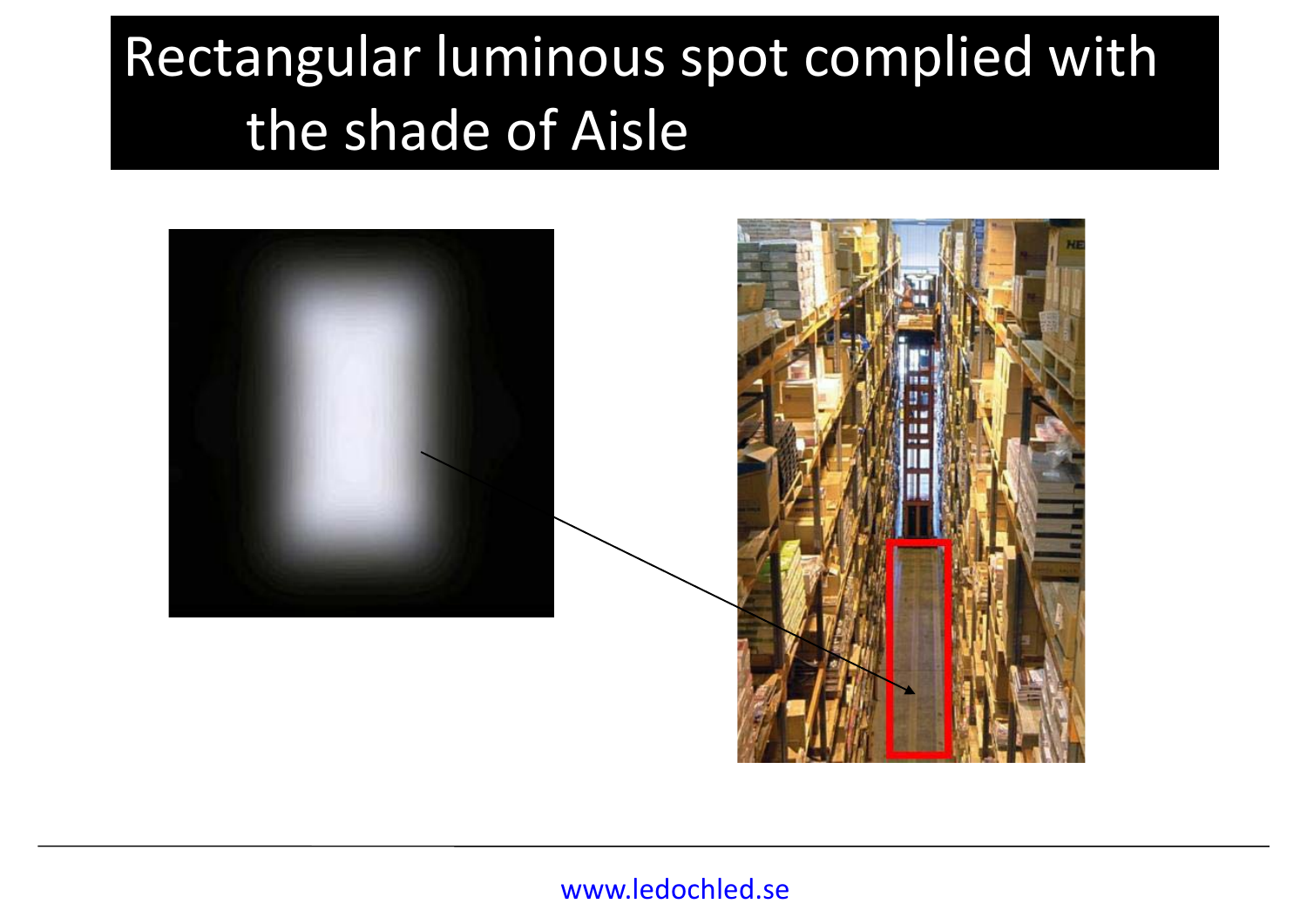# Rectangular luminous spot complied with the shade of Aisle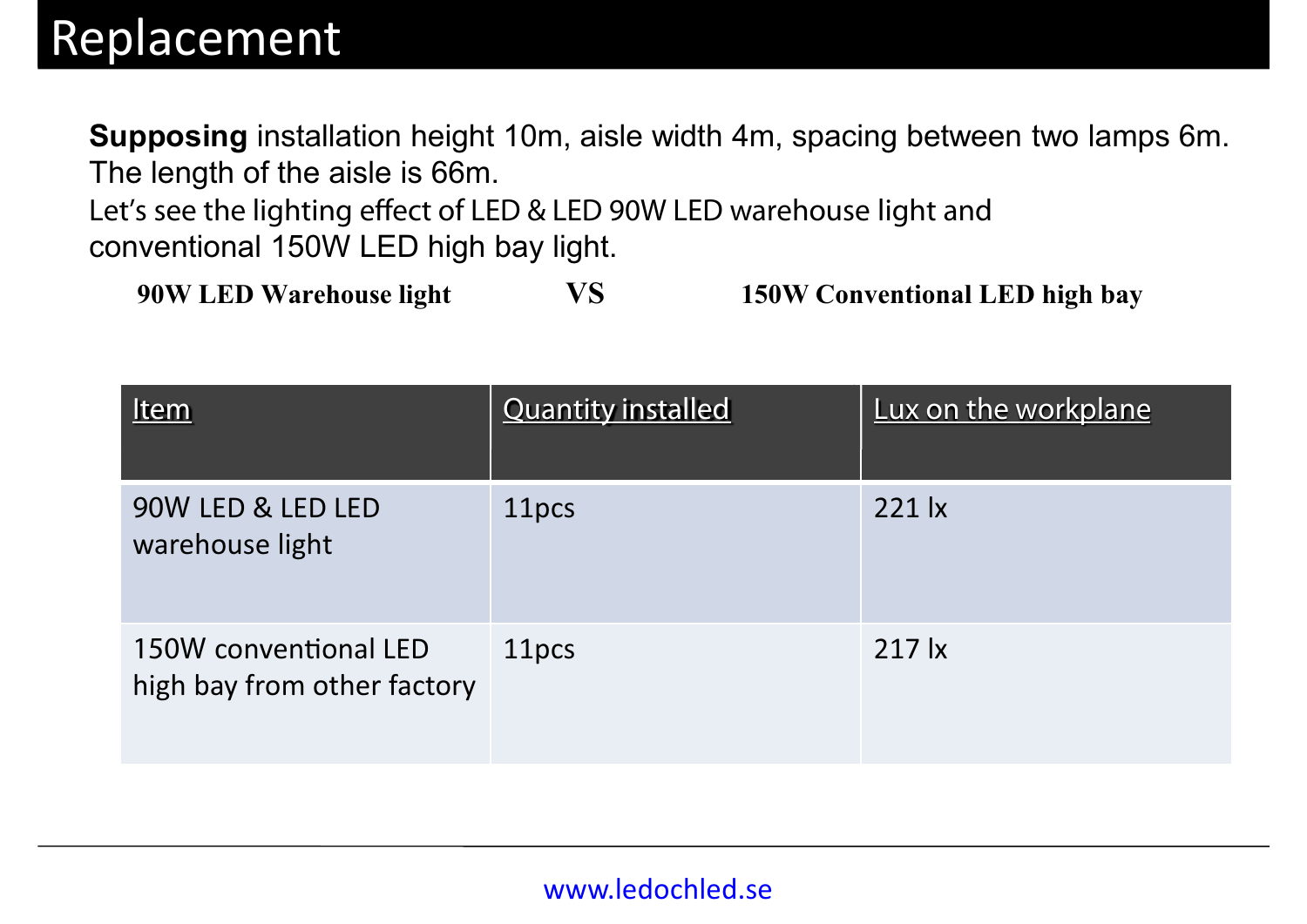# Replacement

**Supposing** installation height 10m, aisle width 4m, spacing between two lamps 6m. The length of the aisle is 66m.

Let's see the lighting effect of LED & LED 90W LED warehouse light and conventional 150W LED high bay light.

**90W LED Warehouse light** **VS** **150W Conventional LED high bay**

| Item | Quantity installed | Lux on the workplane |
|---|---|---|
| 90W LED & LED LED warehouse light | 11pcs | 221 lx |
| 150W conventional LED high bay from other factory | 11pcs | 217 lx |

www.ledochled.se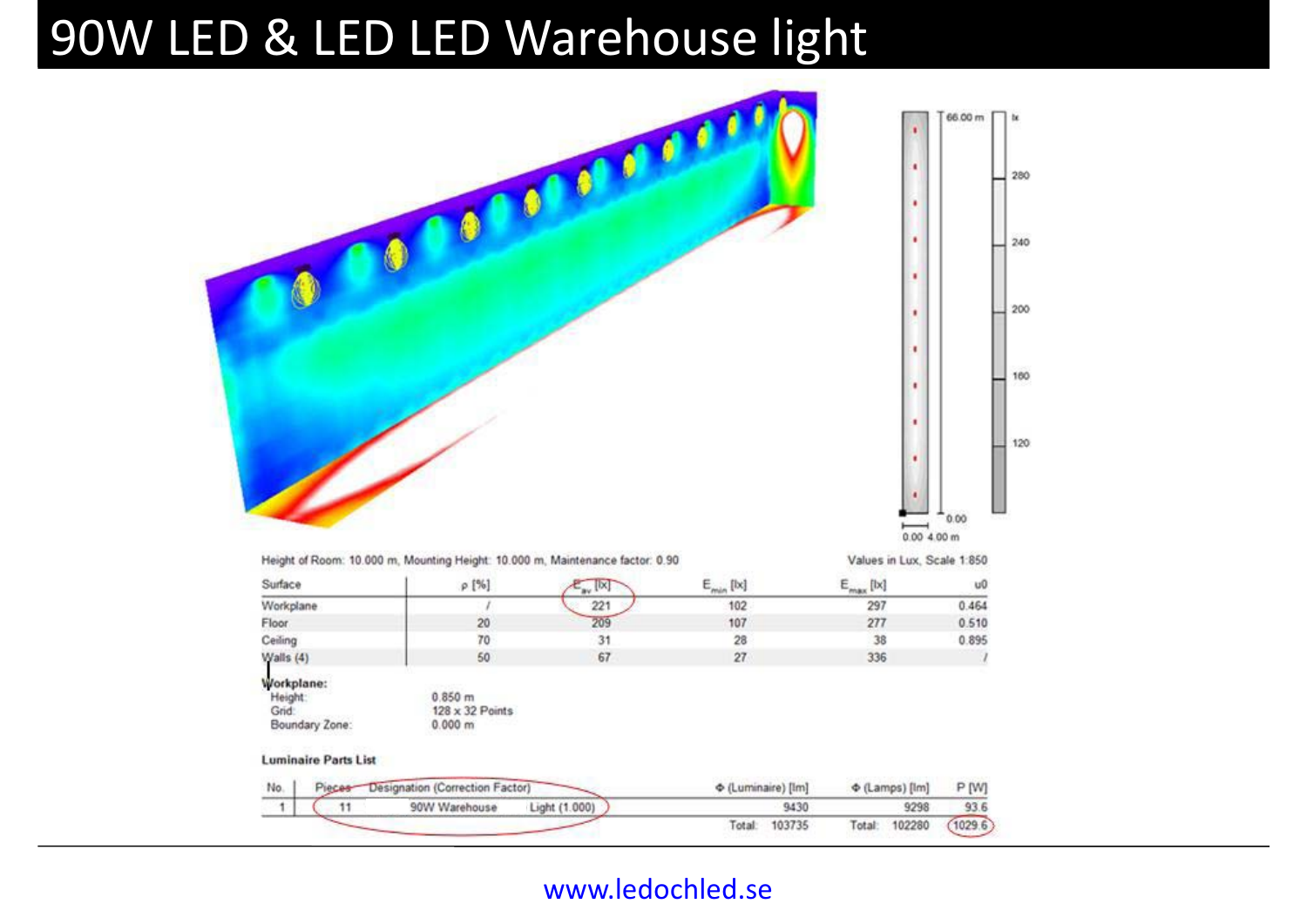# 90W LED & LED LED Warehouse light

Height of Room: 10.000 m, Mounting Height: 10.000 m, Maintenance factor: 0.90

Values in Lux, Scale 1:850

| Surface | ρ [%] | $E_{av}$ [lx] | $E_{min}$ [lx] | $E_{max}$ [lx] | u0 |
|---|---|---|---|---|---|
| Workplane | / | 221 | 102 | 297 | 0.464 |
| Floor | 20 | 209 | 107 | 277 | 0.510 |
| Ceiling | 70 | 31 | 28 | 38 | 0.895 |
| Walls (4) | 50 | 67 | 27 | 336 | / |

**Workplane:**

Height: 0.850 m
Grid: 128 x 32 Points
Boundary Zone: 0.000 m

**Luminaire Parts List**

| No. | Pieces | Designation (Correction Factor) | Φ (Luminaire) [lm] | Φ (Lamps) [lm] | P [W] |
|---|---|---|---|---|---|
| 1 | 11 | 90W Warehouse Light (1.000) | 9430 | 9298 | 93.6 |
| | | | Total: 103735 | Total: 102280 | 1029.6 |

www.ledochled.se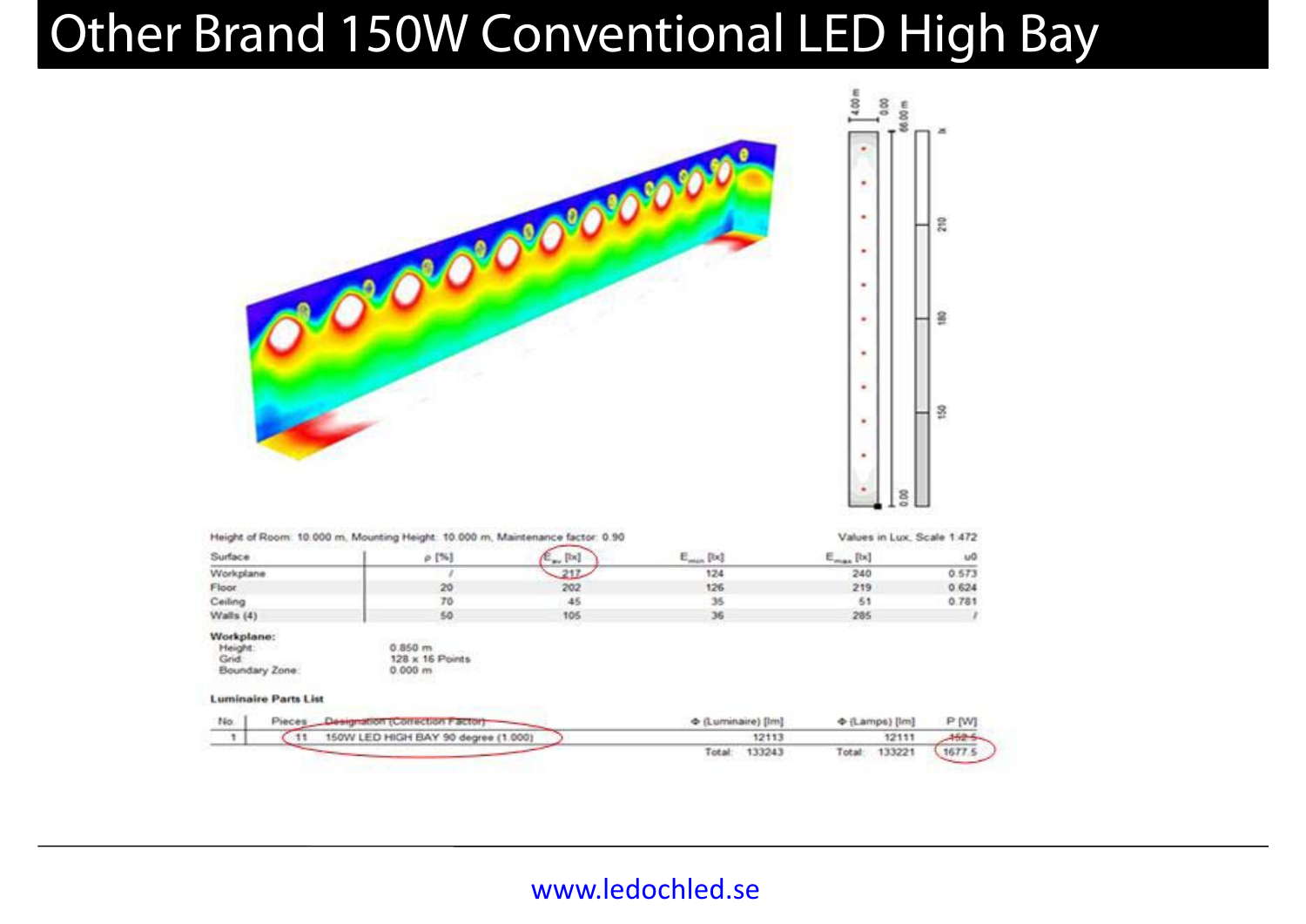# Other Brand 150W Conventional LED High Bay

Height of Room: 10.000 m, Mounting Height: 10.000 m, Maintenance factor: 0.90 | Values in Lux, Scale 1:472

| Surface | ρ [%] | $E_{av}$ [lx] | $E_{min}$ [lx] | $E_{max}$ [lx] | u0 |
|---|---|---|---|---|---|
| Workplane | / | 217 | 124 | 240 | 0.573 |
| Floor | 20 | 202 | 126 | 219 | 0.624 |
| Ceiling | 70 | 45 | 35 | 51 | 0.781 |
| Walls (4) | 50 | 105 | 36 | 285 | / |

**Workplane:**

- Height: 0.850 m
- Grid: 128 x 16 Points
- Boundary Zone: 0.000 m

**Luminaire Parts List**

| No. | Pieces | Designation (Correction Factor) | Φ (Luminaire) [lm] | Φ (Lamps) [lm] | P [W] |
|---|---|---|---|---|---|
| 1 | 11 | 150W LED HIGH BAY 90 degree (1.000) | 12113 | 12111 | 152.5 |
| | | | Total: 133243 | Total: 133221 | 1677.5 |

www.ledochled.se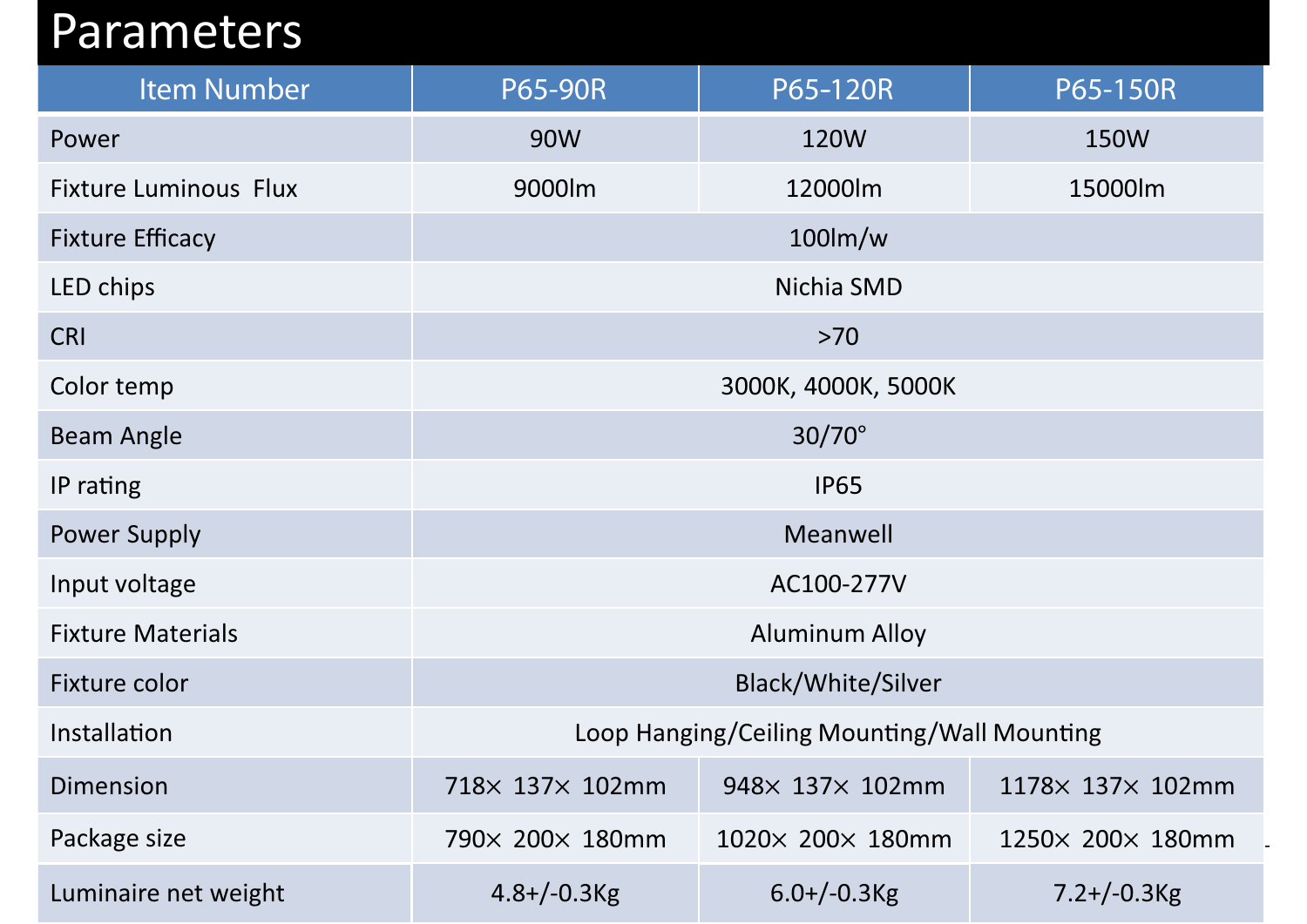# Parameters

| Item Number | P65-90R | P65-120R | P65-150R |
|---|---|---|---|
| Power | 90W | 120W | 150W |
| Fixture Luminous Flux | 9000lm | 12000lm | 15000lm |
| Fixture Efficacy | 100lm/w | | |
| LED chips | Nichia SMD | | |
| CRI | >70 | | |
| Color temp | 3000K, 4000K, 5000K | | |
| Beam Angle | 30/70° | | |
| IP rating | IP65 | | |
| Power Supply | Meanwell | | |
| Input voltage | AC100-277V | | |
| Fixture Materials | Aluminum Alloy | | |
| Fixture color | Black/White/Silver | | |
| Installation | Loop Hanging/Ceiling Mounting/Wall Mounting | | |
| Dimension | 718× 137× 102mm | 948× 137× 102mm | 1178× 137× 102mm |
| Package size | 790× 200× 180mm | 1020× 200× 180mm | 1250× 200× 180mm |
| Luminaire net weight | 4.8+/-0.3Kg | 6.0+/-0.3Kg | 7.2+/-0.3Kg |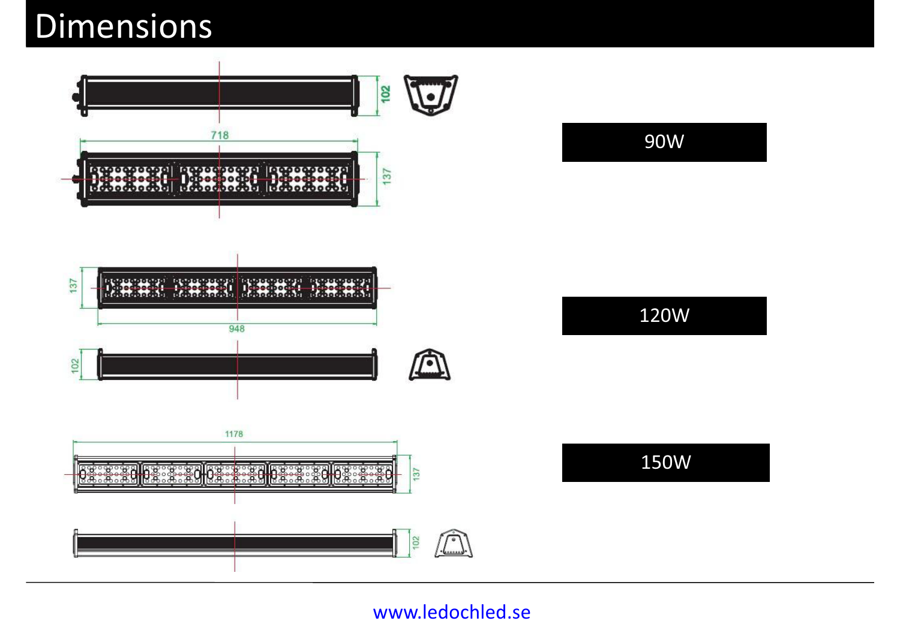# Dimensions

718

102

137

90W

137

948

102

120W

1178

137

102

150W

www.ledochled.se